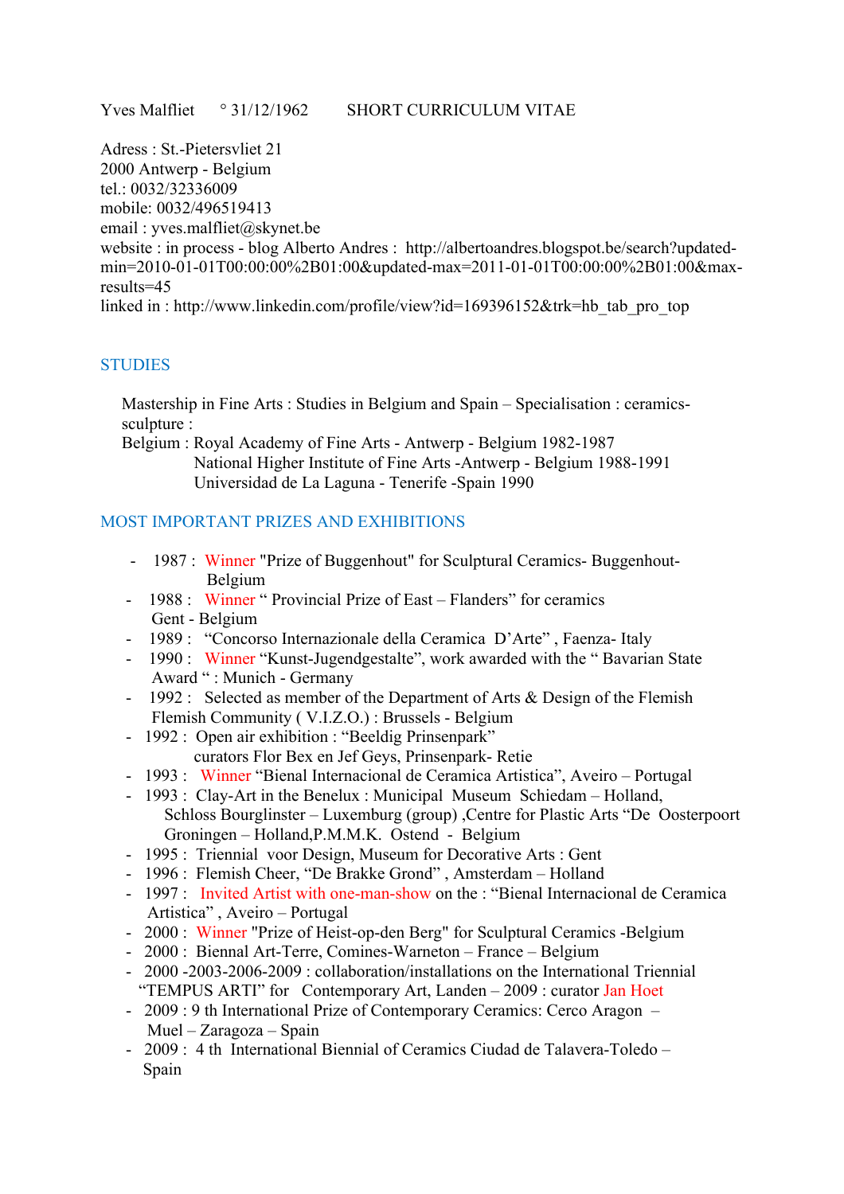Yves Malfliet ° 31/12/1962 SHORT CURRICULUM VITAE

Adress : St.-Pietersvliet 21
2000 Antwerp - Belgium
tel.: 0032/32336009
mobile: 0032/496519413
email : yves.malfliet@skynet.be
website : in process - blog Alberto Andres : http://albertoandres.blogspot.be/search?updated-min=2010-01-01T00:00:00%2B01:00&updated-max=2011-01-01T00:00:00%2B01:00&max-results=45
linked in : http://www.linkedin.com/profile/view?id=169396152&trk=hb_tab_pro_top

## STUDIES

Mastership in Fine Arts : Studies in Belgium and Spain – Specialisation : ceramics-sculpture :
Belgium : Royal Academy of Fine Arts - Antwerp - Belgium 1982-1987
National Higher Institute of Fine Arts -Antwerp - Belgium 1988-1991
Universidad de La Laguna - Tenerife -Spain 1990

## MOST IMPORTANT PRIZES AND EXHIBITIONS

- 1987 : Winner "Prize of Buggenhout" for Sculptural Ceramics- Buggenhout-Belgium
- 1988 : Winner " Provincial Prize of East – Flanders" for ceramics Gent - Belgium
- 1989 : "Concorso Internazionale della Ceramica D'Arte" , Faenza- Italy
- 1990 : Winner "Kunst-Jugendgestalte", work awarded with the " Bavarian State Award " : Munich - Germany
- 1992 : Selected as member of the Department of Arts & Design of the Flemish Flemish Community ( V.I.Z.O.) : Brussels - Belgium
- 1992 : Open air exhibition : "Beeldig Prinsenpark" curators Flor Bex en Jef Geys, Prinsenpark- Retie
- 1993 : Winner "Bienal Internacional de Ceramica Artistica", Aveiro – Portugal
- 1993 : Clay-Art in the Benelux : Municipal Museum Schiedam – Holland, Schloss Bourglinster – Luxemburg (group) ,Centre for Plastic Arts "De Oosterpoort Groningen – Holland,P.M.M.K. Ostend - Belgium
- 1995 : Triennial voor Design, Museum for Decorative Arts : Gent
- 1996 : Flemish Cheer, "De Brakke Grond" , Amsterdam – Holland
- 1997 : Invited Artist with one-man-show on the : "Bienal Internacional de Ceramica Artistica" , Aveiro – Portugal
- 2000 : Winner "Prize of Heist-op-den Berg" for Sculptural Ceramics -Belgium
- 2000 : Biennal Art-Terre, Comines-Warneton – France – Belgium
- 2000 -2003-2006-2009 : collaboration/installations on the International Triennial "TEMPUS ARTI" for Contemporary Art, Landen – 2009 : curator Jan Hoet
- 2009 : 9 th International Prize of Contemporary Ceramics: Cerco Aragon – Muel – Zaragoza – Spain
- 2009 : 4 th International Biennial of Ceramics Ciudad de Talavera-Toledo – Spain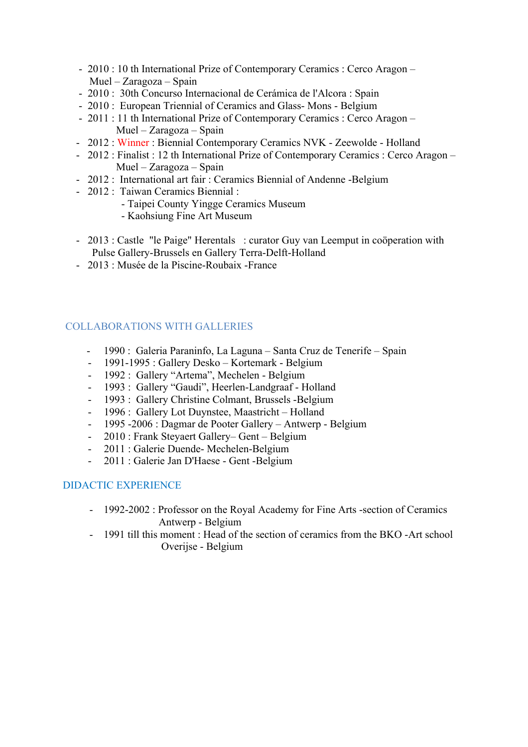- 2010 : 10 th International Prize of Contemporary Ceramics : Cerco Aragon – Muel – Zaragoza – Spain
- 2010 : 30th Concurso Internacional de Cerámica de l'Alcora : Spain
- 2010 : European Triennial of Ceramics and Glass- Mons - Belgium
- 2011 : 11 th International Prize of Contemporary Ceramics : Cerco Aragon – Muel – Zaragoza – Spain
- 2012 : Winner : Biennial Contemporary Ceramics NVK - Zeewolde - Holland
- 2012 : Finalist : 12 th International Prize of Contemporary Ceramics : Cerco Aragon – Muel – Zaragoza – Spain
- 2012 : International art fair : Ceramics Biennial of Andenne -Belgium
- 2012 : Taiwan Ceramics Biennial :
  - Taipei County Yingge Ceramics Museum
  - Kaohsiung Fine Art Museum

- 2013 : Castle "le Paige" Herentals : curator Guy van Leemput in coöperation with Pulse Gallery-Brussels en Gallery Terra-Delft-Holland
- 2013 : Musée de la Piscine-Roubaix -France

## COLLABORATIONS WITH GALLERIES

- 1990 : Galeria Paraninfo, La Laguna – Santa Cruz de Tenerife – Spain
- 1991-1995 : Gallery Desko – Kortemark - Belgium
- 1992 : Gallery "Artema", Mechelen - Belgium
- 1993 : Gallery "Gaudi", Heerlen-Landgraaf - Holland
- 1993 : Gallery Christine Colmant, Brussels -Belgium
- 1996 : Gallery Lot Duynstee, Maastricht – Holland
- 1995 -2006 : Dagmar de Pooter Gallery – Antwerp - Belgium
- 2010 : Frank Steyaert Gallery– Gent – Belgium
- 2011 : Galerie Duende- Mechelen-Belgium
- 2011 : Galerie Jan D'Haese - Gent -Belgium

## DIDACTIC EXPERIENCE

- 1992-2002 : Professor on the Royal Academy for Fine Arts -section of Ceramics Antwerp - Belgium
- 1991 till this moment : Head of the section of ceramics from the BKO -Art school Overijse - Belgium